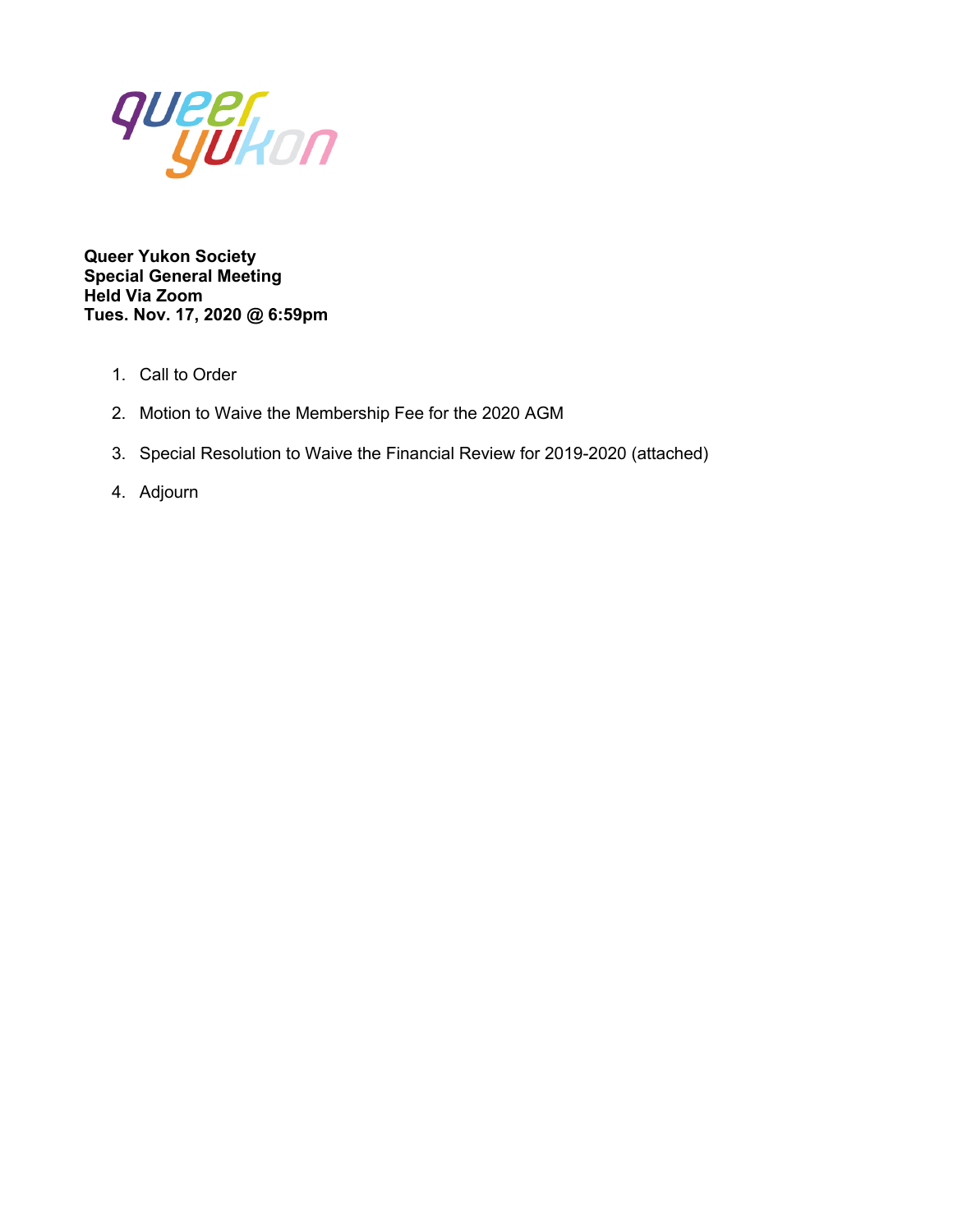queer yukon

**Queer Yukon Society**
**Special General Meeting**
**Held Via Zoom**
**Tues. Nov. 17, 2020 @ 6:59pm**

1. Call to Order
2. Motion to Waive the Membership Fee for the 2020 AGM
3. Special Resolution to Waive the Financial Review for 2019-2020 (attached)
4. Adjourn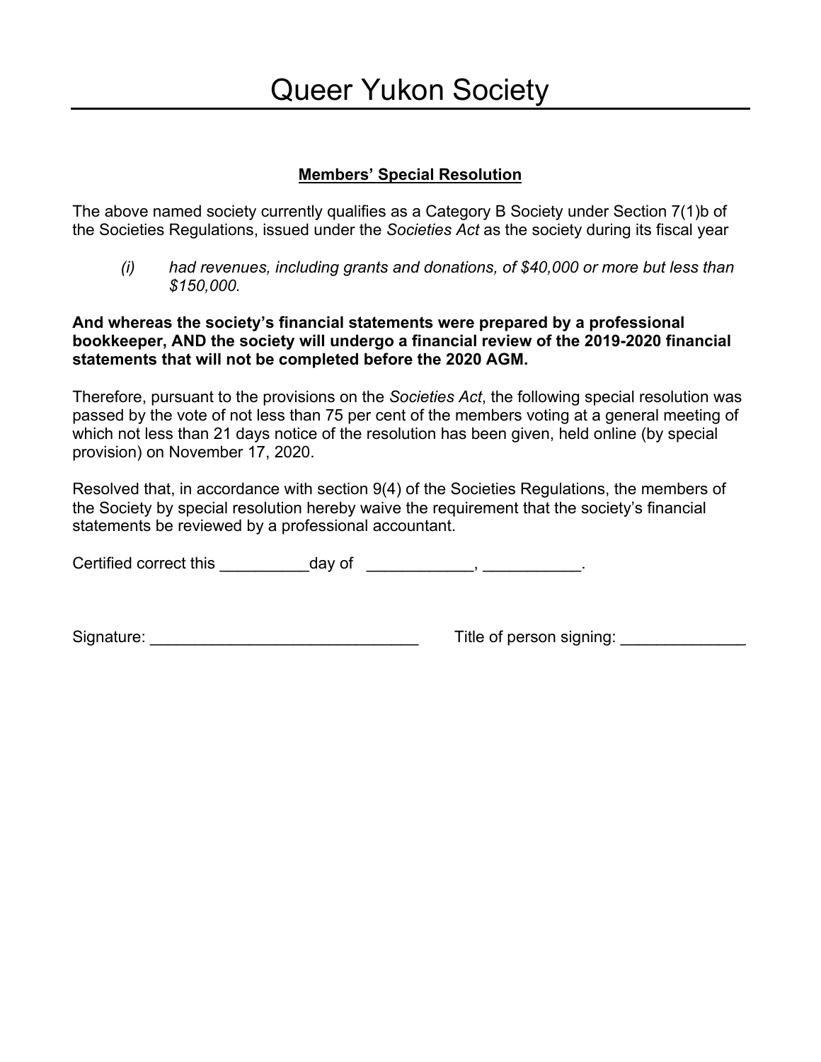# Queer Yukon Society

**Members' Special Resolution**

The above named society currently qualifies as a Category B Society under Section 7(1)b of the Societies Regulations, issued under the *Societies Act* as the society during its fiscal year

> *(i) had revenues, including grants and donations, of $40,000 or more but less than $150,000.*

**And whereas the society's financial statements were prepared by a professional bookkeeper, AND the society will undergo a financial review of the 2019-2020 financial statements that will not be completed before the 2020 AGM.**

Therefore, pursuant to the provisions on the *Societies Act*, the following special resolution was passed by the vote of not less than 75 per cent of the members voting at a general meeting of which not less than 21 days notice of the resolution has been given, held online (by special provision) on November 17, 2020.

Resolved that, in accordance with section 9(4) of the Societies Regulations, the members of the Society by special resolution hereby waive the requirement that the society's financial statements be reviewed by a professional accountant.

Certified correct this __________day of ____________, ___________.

Signature: ______________________________ Title of person signing: ______________